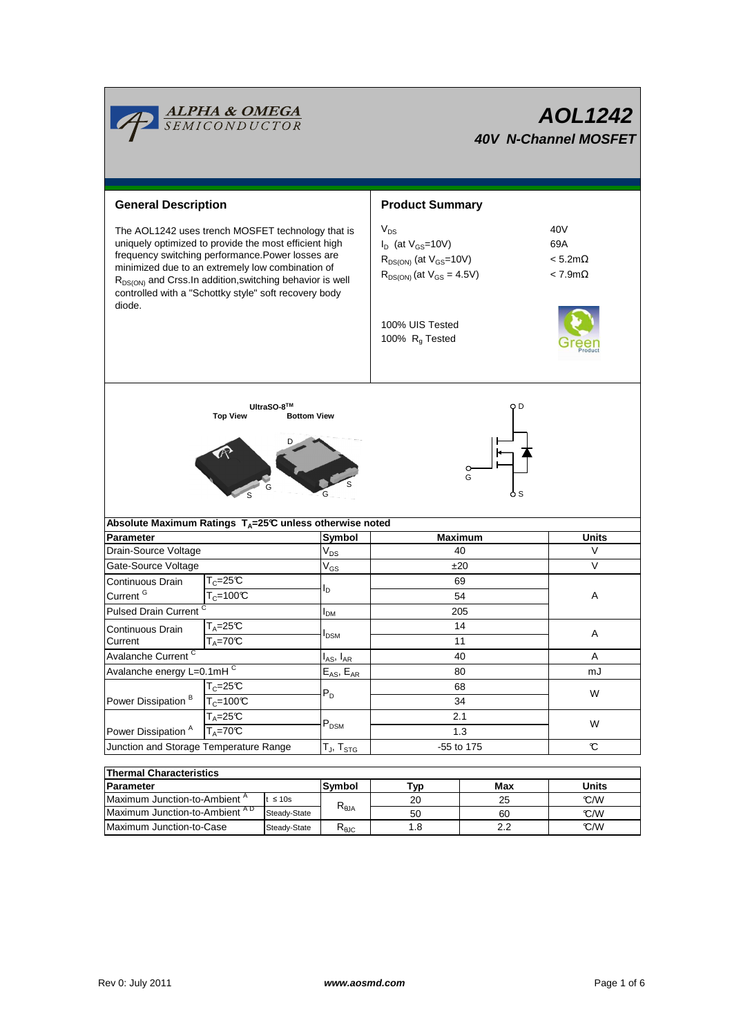# AOL1242

## 40V N-Channel MOSFET

## General Description

The AOL1242 uses trench MOSFET technology that is uniquely optimized to provide the most efficient high frequency switching performance.Power losses are minimized due to an extremely low combination of $R_{DS(ON)}$ and Crss.In addition,switching behavior is well controlled with a "Schottky style" soft recovery body diode.

## Product Summary

| | |
|---|---|
| $V_{DS}$ | 40V |
| $I_D$ (at $V_{GS}$=10V) | 69A |
| $R_{DS(ON)}$ (at $V_{GS}$=10V) | < 5.2mΩ |
| $R_{DS(ON)}$ (at $V_{GS}$ = 4.5V) | < 7.9mΩ |

100% UIS Tested
100% $R_g$ Tested

UltraSO-8[TM]
Top View    Bottom View

## Absolute Maximum Ratings $T_A$=25°C unless otherwise noted

| Parameter | | Symbol | Maximum | Units |
|---|---|---|---|---|
| Drain-Source Voltage | | $V_{DS}$ | 40 | V |
| Gate-Source Voltage | | $V_{GS}$ | ±20 | V |
| Continuous Drain Current [G] | $T_C$=25°C | $I_D$ | 69 | A |
| | $T_C$=100°C | | 54 | |
| Pulsed Drain Current [C] | | $I_{DM}$ | 205 | |
| Continuous Drain Current | $T_A$=25°C | $I_{DSM}$ | 14 | A |
| | $T_A$=70°C | | 11 | |
| Avalanche Current [C] | | $I_{AS}$, $I_{AR}$ | 40 | A |
| Avalanche energy L=0.1mH [C] | | $E_{AS}$, $E_{AR}$ | 80 | mJ |
| Power Dissipation [B] | $T_C$=25°C | $P_D$ | 68 | W |
| | $T_C$=100°C | | 34 | |
| Power Dissipation [A] | $T_A$=25°C | $P_{DSM}$ | 2.1 | W |
| | $T_A$=70°C | | 1.3 | |
| Junction and Storage Temperature Range | | $T_J$, $T_{STG}$ | -55 to 175 | °C |

## Thermal Characteristics

| Parameter | | Symbol | Typ | Max | Units |
|---|---|---|---|---|---|
| Maximum Junction-to-Ambient [A] | t ≤ 10s | $R_{\theta JA}$ | 20 | 25 | °C/W |
| Maximum Junction-to-Ambient [A D] | Steady-State | | 50 | 60 | °C/W |
| Maximum Junction-to-Case | Steady-State | $R_{\theta JC}$ | 1.8 | 2.2 | °C/W |

Rev 0: July 2011    www.aosmd.com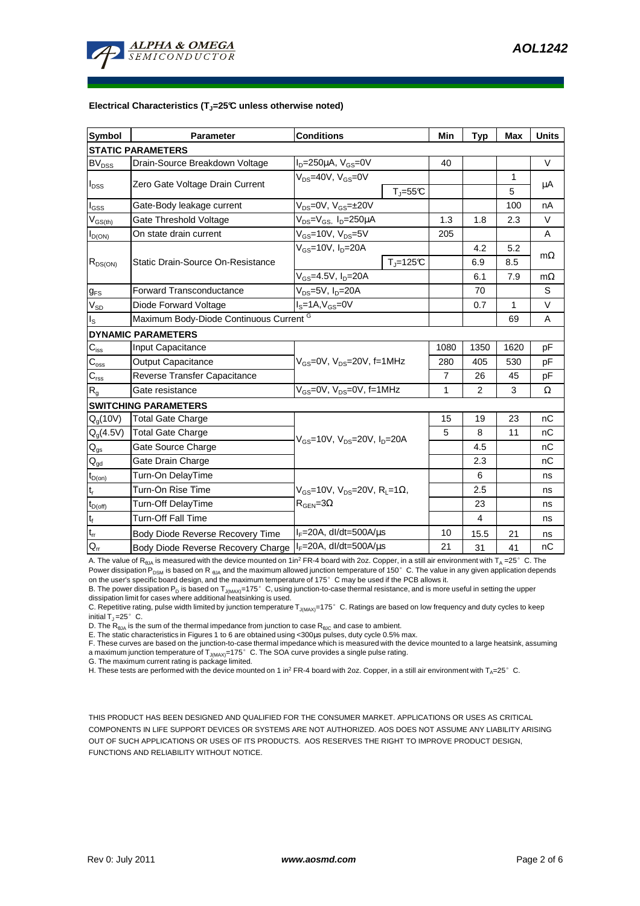**Electrical Characteristics ($T_J$=25°C unless otherwise noted)**

| Symbol | Parameter | Conditions | | Min | Typ | Max | Units |
|---|---|---|---|---|---|---|---|
| **STATIC PARAMETERS** | | | | | | | |
| $BV_{DSS}$ | Drain-Source Breakdown Voltage | $I_D$=250µA, $V_{GS}$=0V | | 40 | | | V |
| $I_{DSS}$ | Zero Gate Voltage Drain Current | $V_{DS}$=40V, $V_{GS}$=0V | | | | 1 | µA |
| | | | $T_J$=55°C | | | 5 | |
| $I_{GSS}$ | Gate-Body leakage current | $V_{DS}$=0V, $V_{GS}$=±20V | | | | 100 | nA |
| $V_{GS(th)}$ | Gate Threshold Voltage | $V_{DS}$=$V_{GS}$, $I_D$=250µA | | 1.3 | 1.8 | 2.3 | V |
| $I_{D(ON)}$ | On state drain current | $V_{GS}$=10V, $V_{DS}$=5V | | 205 | | | A |
| $R_{DS(ON)}$ | Static Drain-Source On-Resistance | $V_{GS}$=10V, $I_D$=20A | | | 4.2 | 5.2 | mΩ |
| | | | $T_J$=125°C | | 6.9 | 8.5 | |
| | | $V_{GS}$=4.5V, $I_D$=20A | | | 6.1 | 7.9 | mΩ |
| $g_{FS}$ | Forward Transconductance | $V_{DS}$=5V, $I_D$=20A | | | 70 | | S |
| $V_{SD}$ | Diode Forward Voltage | $I_S$=1A,$V_{GS}$=0V | | | 0.7 | 1 | V |
| $I_S$ | Maximum Body-Diode Continuous Current [G] | | | | | 69 | A |
| **DYNAMIC PARAMETERS** | | | | | | | |
| $C_{iss}$ | Input Capacitance | $V_{GS}$=0V, $V_{DS}$=20V, f=1MHz | | 1080 | 1350 | 1620 | pF |
| $C_{oss}$ | Output Capacitance | | | 280 | 405 | 530 | pF |
| $C_{rss}$ | Reverse Transfer Capacitance | | | 7 | 26 | 45 | pF |
| $R_g$ | Gate resistance | $V_{GS}$=0V, $V_{DS}$=0V, f=1MHz | | 1 | 2 | 3 | Ω |
| **SWITCHING PARAMETERS** | | | | | | | |
| $Q_g$(10V) | Total Gate Charge | $V_{GS}$=10V, $V_{DS}$=20V, $I_D$=20A | | 15 | 19 | 23 | nC |
| $Q_g$(4.5V) | Total Gate Charge | | | 5 | 8 | 11 | nC |
| $Q_{gs}$ | Gate Source Charge | | | | 4.5 | | nC |
| $Q_{gd}$ | Gate Drain Charge | | | | 2.3 | | nC |
| $t_{D(on)}$ | Turn-On DelayTime | $V_{GS}$=10V, $V_{DS}$=20V, $R_L$=1Ω, $R_{GEN}$=3Ω | | | 6 | | ns |
| $t_r$ | Turn-On Rise Time | | | | 2.5 | | ns |
| $t_{D(off)}$ | Turn-Off DelayTime | | | | 23 | | ns |
| $t_f$ | Turn-Off Fall Time | | | | 4 | | ns |
| $t_{rr}$ | Body Diode Reverse Recovery Time | $I_F$=20A, dI/dt=500A/µs | | 10 | 15.5 | 21 | ns |
| $Q_{rr}$ | Body Diode Reverse Recovery Charge | $I_F$=20A, dI/dt=500A/µs | | 21 | 31 | 41 | nC |

A. The value of $R_{\theta JA}$ is measured with the device mounted on 1in² FR-4 board with 2oz. Copper, in a still air environment with $T_A$ =25° C. The Power dissipation $P_{DSM}$ is based on $R_{\theta JA}$ and the maximum allowed junction temperature of 150° C. The value in any given application depends on the user's specific board design, and the maximum temperature of 175° C may be used if the PCB allows it.
B. The power dissipation $P_D$ is based on $T_{J(MAX)}$=175° C, using junction-to-case thermal resistance, and is more useful in setting the upper dissipation limit for cases where additional heatsinking is used.
C. Repetitive rating, pulse width limited by junction temperature $T_{J(MAX)}$=175° C. Ratings are based on low frequency and duty cycles to keep initial $T_J$ =25° C.
D. The $R_{\theta JA}$ is the sum of the thermal impedance from junction to case $R_{\theta JC}$ and case to ambient.
E. The static characteristics in Figures 1 to 6 are obtained using <300µs pulses, duty cycle 0.5% max.
F. These curves are based on the junction-to-case thermal impedance which is measured with the device mounted to a large heatsink, assuming a maximum junction temperature of $T_{J(MAX)}$=175° C. The SOA curve provides a single pulse rating.
G. The maximum current rating is package limited.
H. These tests are performed with the device mounted on 1 in² FR-4 board with 2oz. Copper, in a still air environment with $T_A$=25° C.

THIS PRODUCT HAS BEEN DESIGNED AND QUALIFIED FOR THE CONSUMER MARKET. APPLICATIONS OR USES AS CRITICAL COMPONENTS IN LIFE SUPPORT DEVICES OR SYSTEMS ARE NOT AUTHORIZED. AOS DOES NOT ASSUME ANY LIABILITY ARISING OUT OF SUCH APPLICATIONS OR USES OF ITS PRODUCTS. AOS RESERVES THE RIGHT TO IMPROVE PRODUCT DESIGN, FUNCTIONS AND RELIABILITY WITHOUT NOTICE.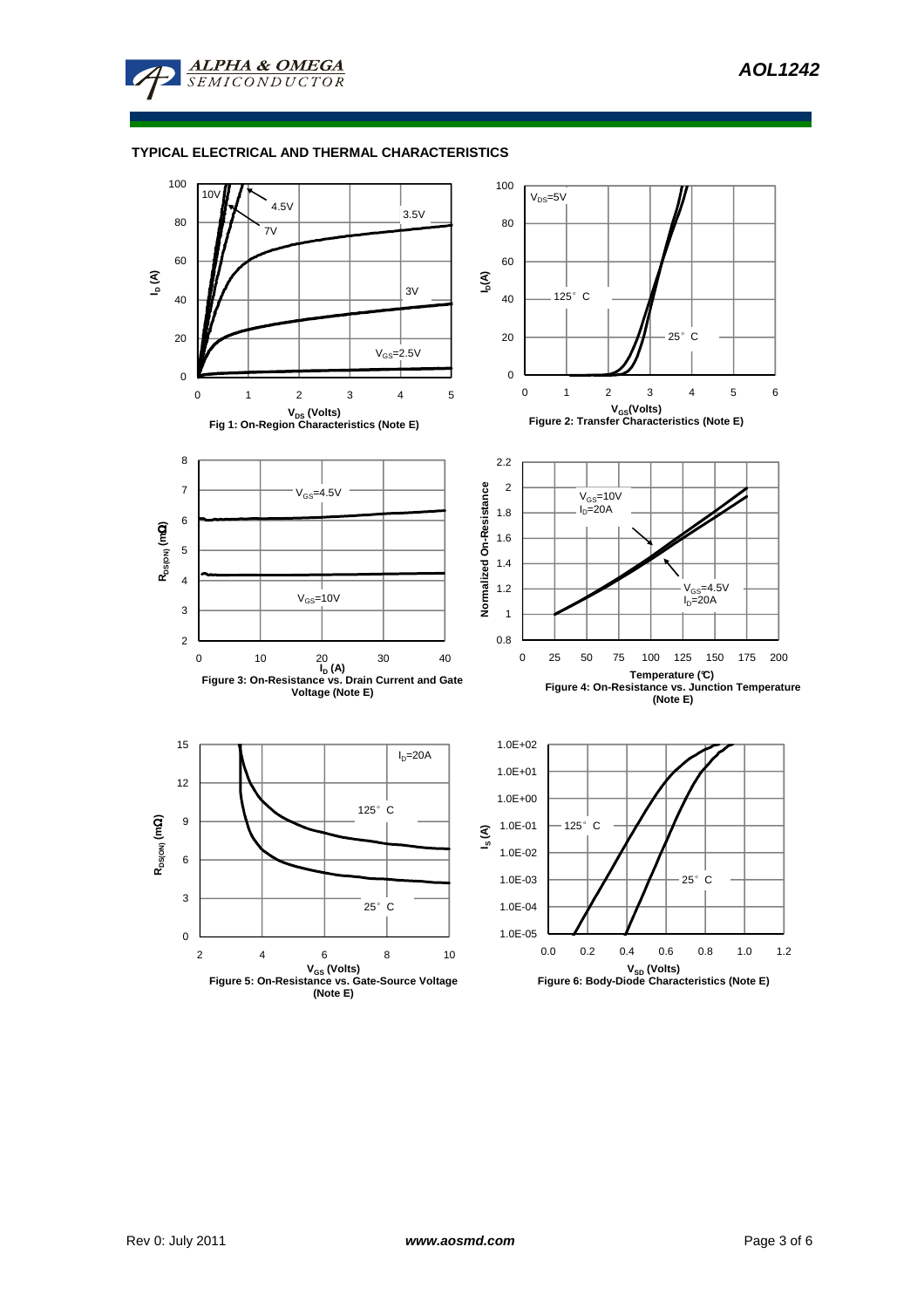## TYPICAL ELECTRICAL AND THERMAL CHARACTERISTICS

Fig 1: On-Region Characteristics (Note E)

Figure 2: Transfer Characteristics (Note E)

Figure 3: On-Resistance vs. Drain Current and Gate Voltage (Note E)

Figure 4: On-Resistance vs. Junction Temperature (Note E)

Figure 5: On-Resistance vs. Gate-Source Voltage (Note E)

Figure 6: Body-Diode Characteristics (Note E)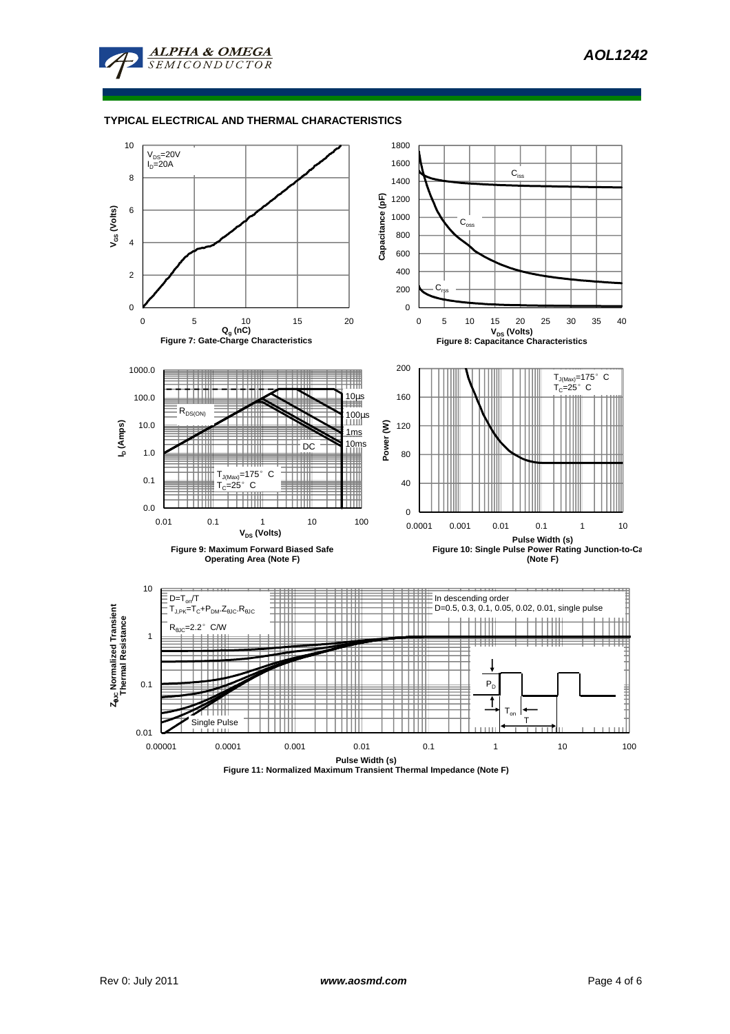## TYPICAL ELECTRICAL AND THERMAL CHARACTERISTICS

$V_{DS}$=20V
$I_D$=20A

$V_{GS}$ (Volts)

$Q_g$ (nC)

**Figure 7: Gate-Charge Characteristics**

$C_{iss}$

$C_{oss}$

$C_{rss}$

Capacitance (pF)

$V_{DS}$ (Volts)

**Figure 8: Capacitance Characteristics**

$R_{DS(ON)}$

10µs

100µs

1ms

10ms

DC

$T_{J(Max)}$=175°C
$T_C$=25°C

$I_D$ (Amps)

$V_{DS}$ (Volts)

**Figure 9: Maximum Forward Biased Safe Operating Area (Note F)**

$T_{J(Max)}$=175°C
$T_C$=25°C

Power (W)

Pulse Width (s)

**Figure 10: Single Pulse Power Rating Junction-to-Case (Note F)**

$D=T_{on}/T$
$T_{J,PK}=T_C+P_{DM}.Z_{\theta JC}.R_{\theta JC}$

$R_{\theta JC}$=2.2°C/W

In descending order
D=0.5, 0.3, 0.1, 0.05, 0.02, 0.01, single pulse

Single Pulse

$P_D$

$T_{on}$

T

$Z_{\theta JC}$ Normalized Transient Thermal Resistance

Pulse Width (s)

**Figure 11: Normalized Maximum Transient Thermal Impedance (Note F)**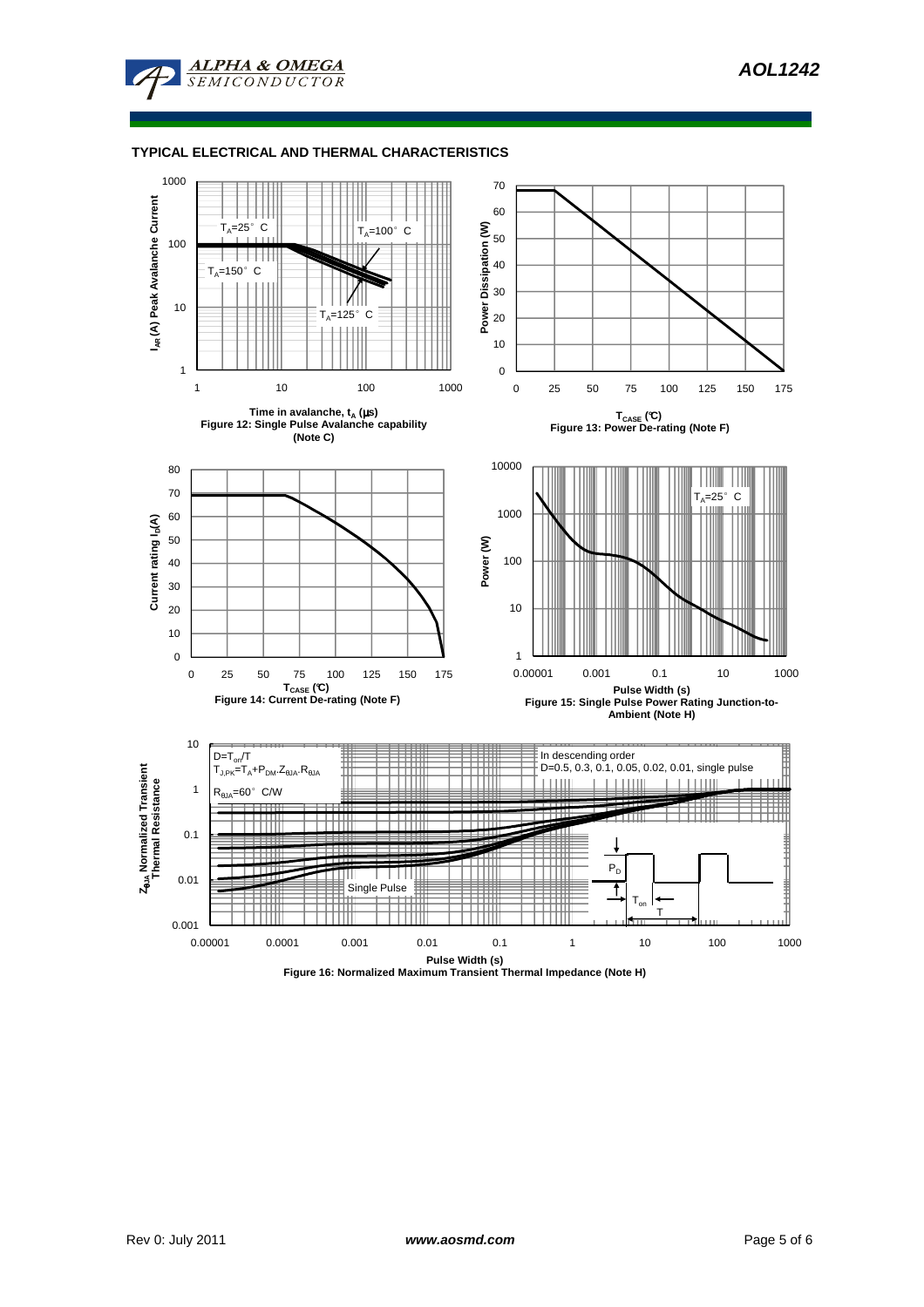## TYPICAL ELECTRICAL AND THERMAL CHARACTERISTICS

Time in avalanche, $t_A$ (μs)
Figure 12: Single Pulse Avalanche capability (Note C)

$T_{CASE}$ (°C)
Figure 13: Power De-rating (Note F)

$T_{CASE}$ (°C)
Figure 14: Current De-rating (Note F)

Pulse Width (s)
Figure 15: Single Pulse Power Rating Junction-to-Ambient (Note H)

Pulse Width (s)
Figure 16: Normalized Maximum Transient Thermal Impedance (Note H)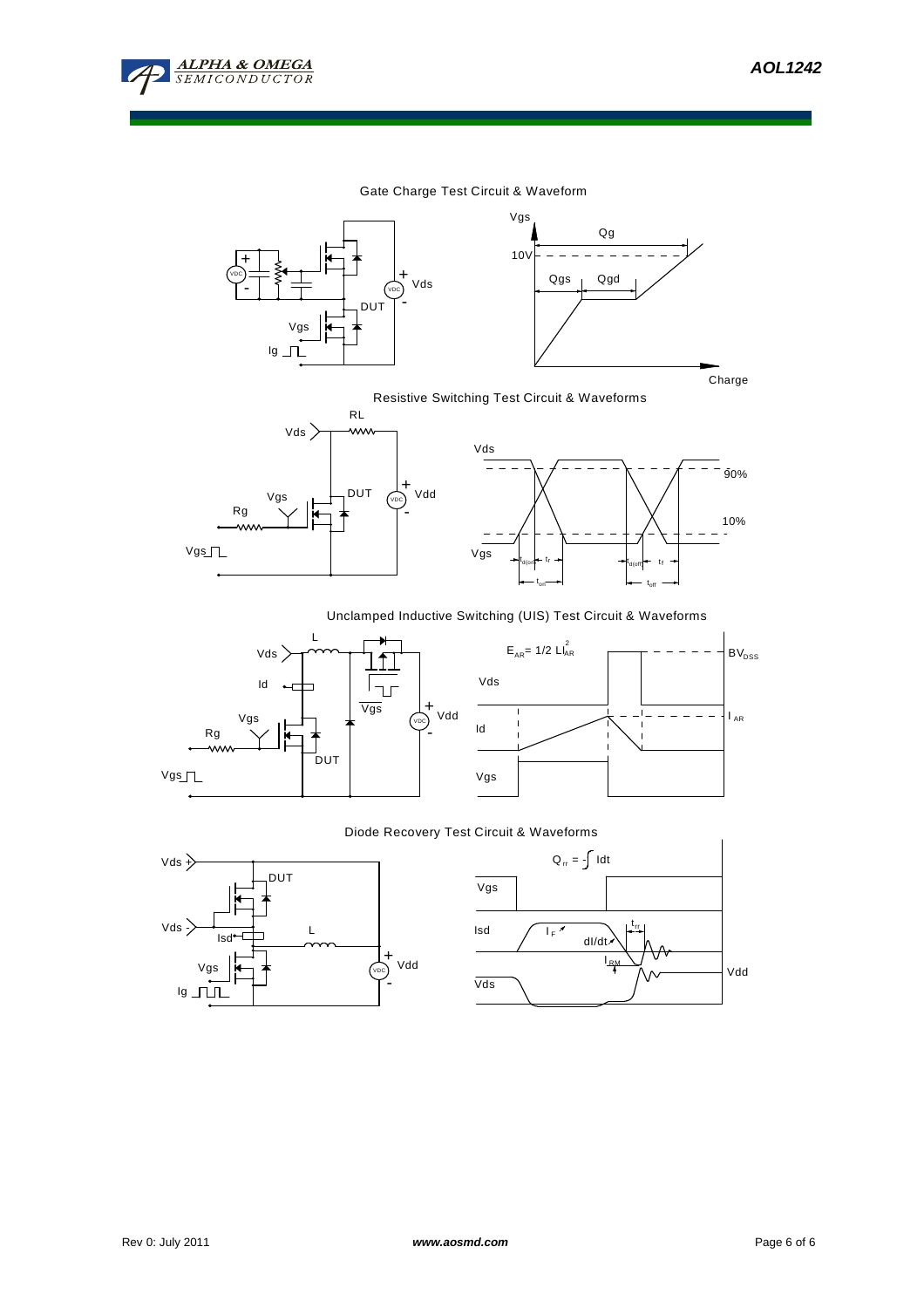## Gate Charge Test Circuit & Waveform

VDC
+
-
Vds
DUT
Vgs
Ig

Vgs
Qg
10V
Qgs
Qgd
Charge

## Resistive Switching Test Circuit & Waveforms

RL
Vds
Vgs
DUT
Vdd
Rg
Vgs

Vds
90%
10%
Vgs
$t_{d(on)}$
$t_r$
$t_{on}$
$t_{d(off)}$
$t_f$
$t_{off}$

## Unclamped Inductive Switching (UIS) Test Circuit & Waveforms

L
Vds
Id
Vgs
Vgs
Rg
DUT
Vdd
Vgs

$E_{AR} = 1/2\ LI_{AR}^2$
$BV_{DSS}$
Vds
Id
$I_{AR}$
Vgs

## Diode Recovery Test Circuit & Waveforms

Vds +
DUT
Vds -
Isd
L
Vgs
Vdd
Ig

$Q_{rr} = -\int Idt$
Vgs
Isd
$I_F$
dI/dt
$t_{rr}$
$I_{RM}$
Vds
Vdd